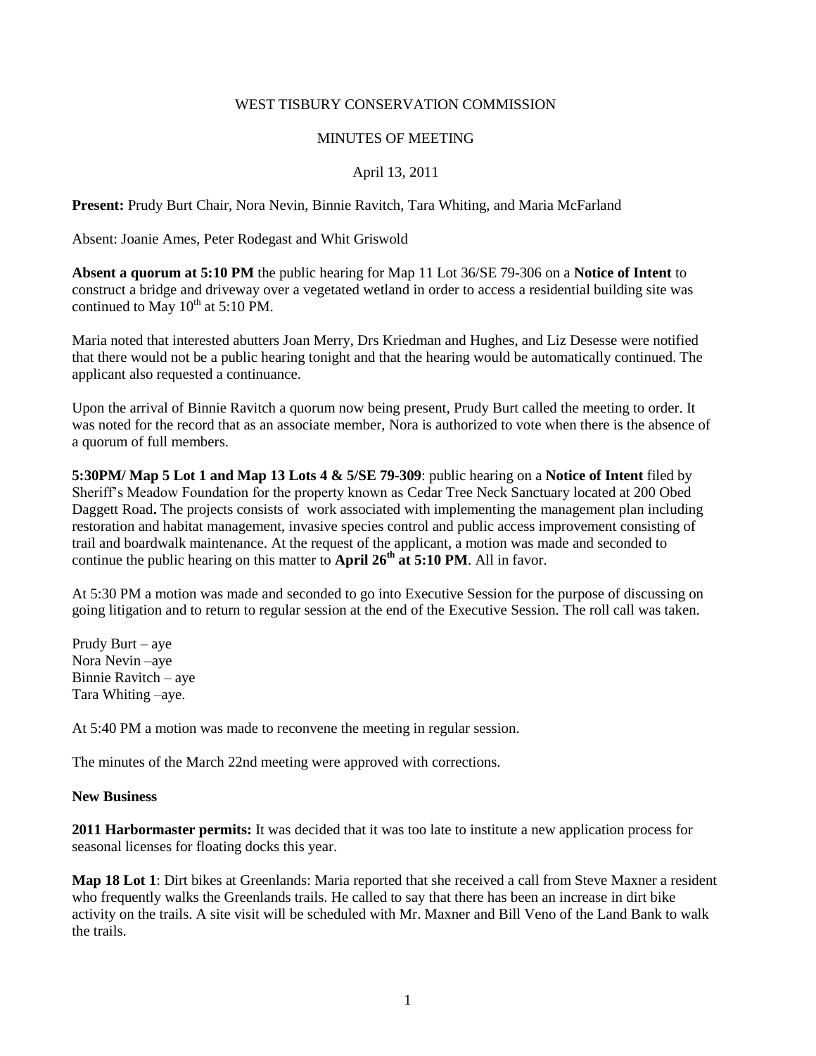WEST TISBURY CONSERVATION COMMISSION

MINUTES OF MEETING

April 13, 2011

**Present:** Prudy Burt Chair, Nora Nevin, Binnie Ravitch, Tara Whiting, and Maria McFarland

Absent: Joanie Ames, Peter Rodegast and Whit Griswold

**Absent a quorum at 5:10 PM** the public hearing for Map 11 Lot 36/SE 79-306 on a **Notice of Intent** to construct a bridge and driveway over a vegetated wetland in order to access a residential building site was continued to May 10th at 5:10 PM.

Maria noted that interested abutters Joan Merry, Drs Kriedman and Hughes, and Liz Desesse were notified that there would not be a public hearing tonight and that the hearing would be automatically continued. The applicant also requested a continuance.

Upon the arrival of Binnie Ravitch a quorum now being present, Prudy Burt called the meeting to order. It was noted for the record that as an associate member, Nora is authorized to vote when there is the absence of a quorum of full members.

**5:30PM/ Map 5 Lot 1 and Map 13 Lots 4 & 5/SE 79-309**: public hearing on a **Notice of Intent** filed by Sheriff's Meadow Foundation for the property known as Cedar Tree Neck Sanctuary located at 200 Obed Daggett Road**.** The projects consists of work associated with implementing the management plan including restoration and habitat management, invasive species control and public access improvement consisting of trail and boardwalk maintenance. At the request of the applicant, a motion was made and seconded to continue the public hearing on this matter to **April 26th at 5:10 PM**. All in favor.

At 5:30 PM a motion was made and seconded to go into Executive Session for the purpose of discussing on going litigation and to return to regular session at the end of the Executive Session. The roll call was taken.

Prudy Burt – aye
Nora Nevin –aye
Binnie Ravitch – aye
Tara Whiting –aye.

At 5:40 PM a motion was made to reconvene the meeting in regular session.

The minutes of the March 22nd meeting were approved with corrections.

**New Business**

**2011 Harbormaster permits:** It was decided that it was too late to institute a new application process for seasonal licenses for floating docks this year.

**Map 18 Lot 1**: Dirt bikes at Greenlands: Maria reported that she received a call from Steve Maxner a resident who frequently walks the Greenlands trails. He called to say that there has been an increase in dirt bike activity on the trails. A site visit will be scheduled with Mr. Maxner and Bill Veno of the Land Bank to walk the trails.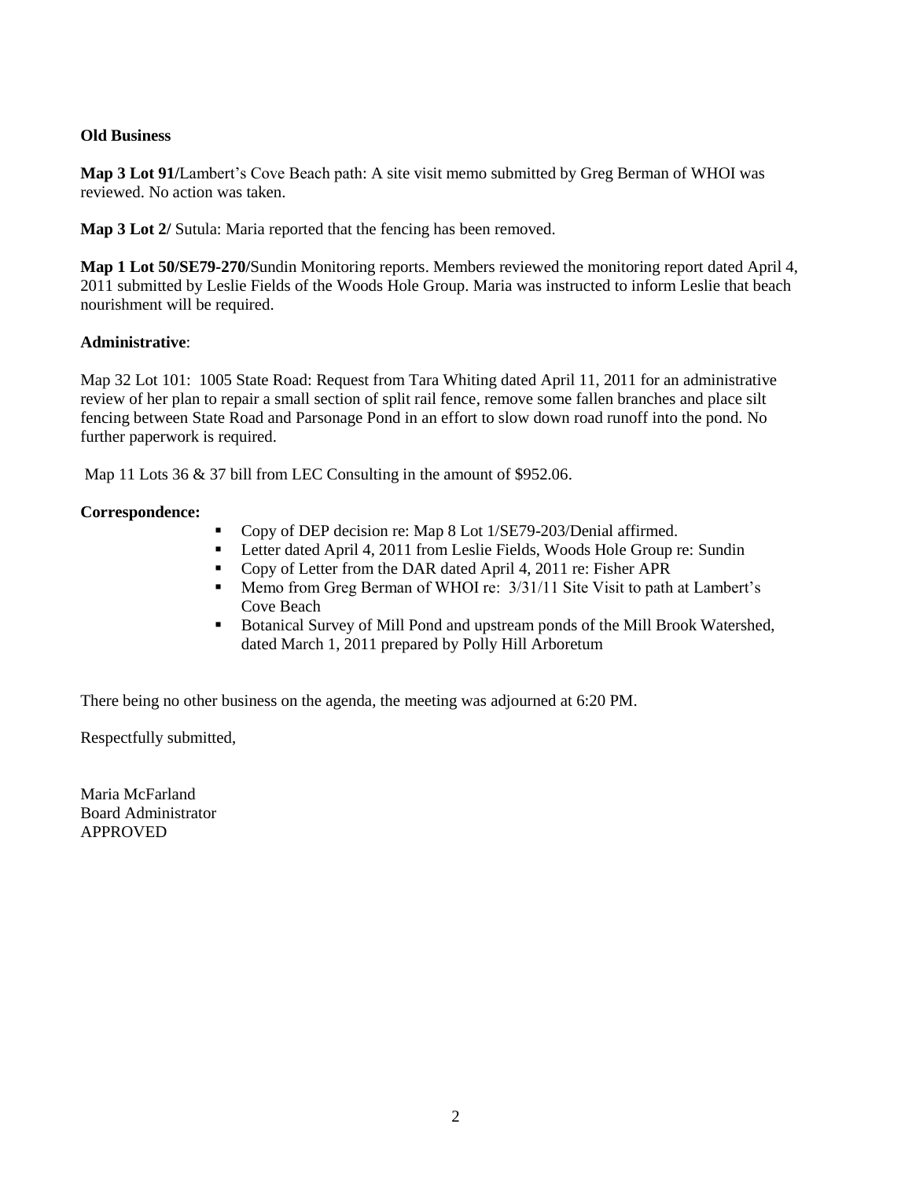**Old Business**

**Map 3 Lot 91/**Lambert's Cove Beach path: A site visit memo submitted by Greg Berman of WHOI was reviewed. No action was taken.

**Map 3 Lot 2/** Sutula: Maria reported that the fencing has been removed.

**Map 1 Lot 50/SE79-270/**Sundin Monitoring reports. Members reviewed the monitoring report dated April 4, 2011 submitted by Leslie Fields of the Woods Hole Group. Maria was instructed to inform Leslie that beach nourishment will be required.

**Administrative**:

Map 32 Lot 101: 1005 State Road: Request from Tara Whiting dated April 11, 2011 for an administrative review of her plan to repair a small section of split rail fence, remove some fallen branches and place silt fencing between State Road and Parsonage Pond in an effort to slow down road runoff into the pond. No further paperwork is required.

Map 11 Lots 36 & 37 bill from LEC Consulting in the amount of $952.06.

**Correspondence:**

- Copy of DEP decision re: Map 8 Lot 1/SE79-203/Denial affirmed.
- Letter dated April 4, 2011 from Leslie Fields, Woods Hole Group re: Sundin
- Copy of Letter from the DAR dated April 4, 2011 re: Fisher APR
- Memo from Greg Berman of WHOI re: 3/31/11 Site Visit to path at Lambert's Cove Beach
- Botanical Survey of Mill Pond and upstream ponds of the Mill Brook Watershed, dated March 1, 2011 prepared by Polly Hill Arboretum

There being no other business on the agenda, the meeting was adjourned at 6:20 PM.

Respectfully submitted,

Maria McFarland
Board Administrator
APPROVED